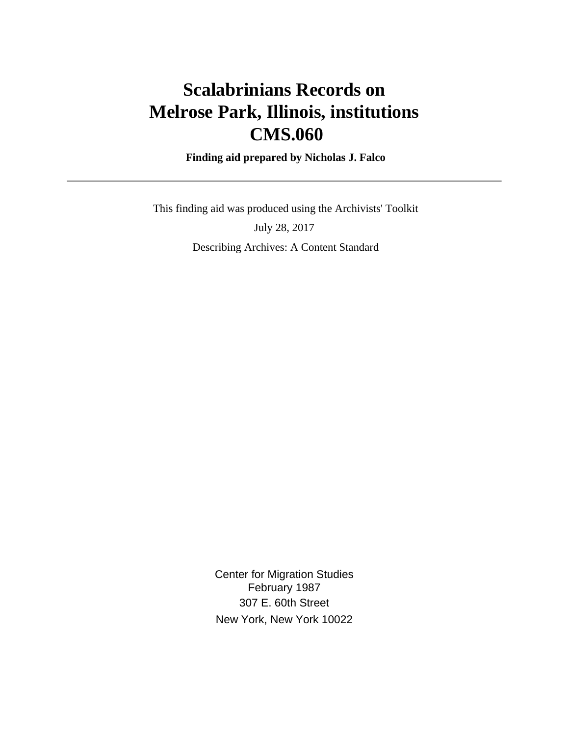# Scalabrinians Records on Melrose Park, Illinois, institutions CMS.060

**Finding aid prepared by Nicholas J. Falco**

---

This finding aid was produced using the Archivists' Toolkit

July 28, 2017

Describing Archives: A Content Standard

Center for Migration Studies
February 1987
307 E. 60th Street
New York, New York 10022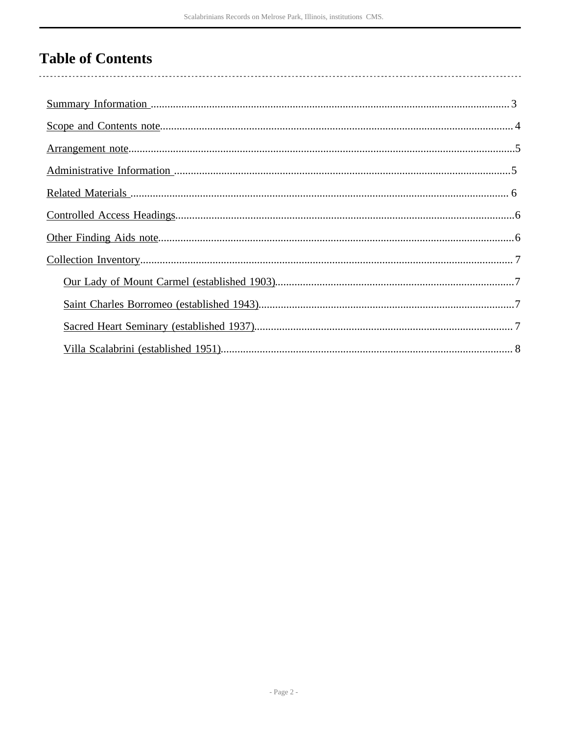# Table of Contents

- Summary Information ........ 3
- Scope and Contents note ........ 4
- Arrangement note ........ 5
- Administrative Information ........ 5
- Related Materials ........ 6
- Controlled Access Headings ........ 6
- Other Finding Aids note ........ 6
- Collection Inventory ........ 7
  - Our Lady of Mount Carmel (established 1903) ........ 7
  - Saint Charles Borromeo (established 1943) ........ 7
  - Sacred Heart Seminary (established 1937) ........ 7
  - Villa Scalabrini (established 1951) ........ 8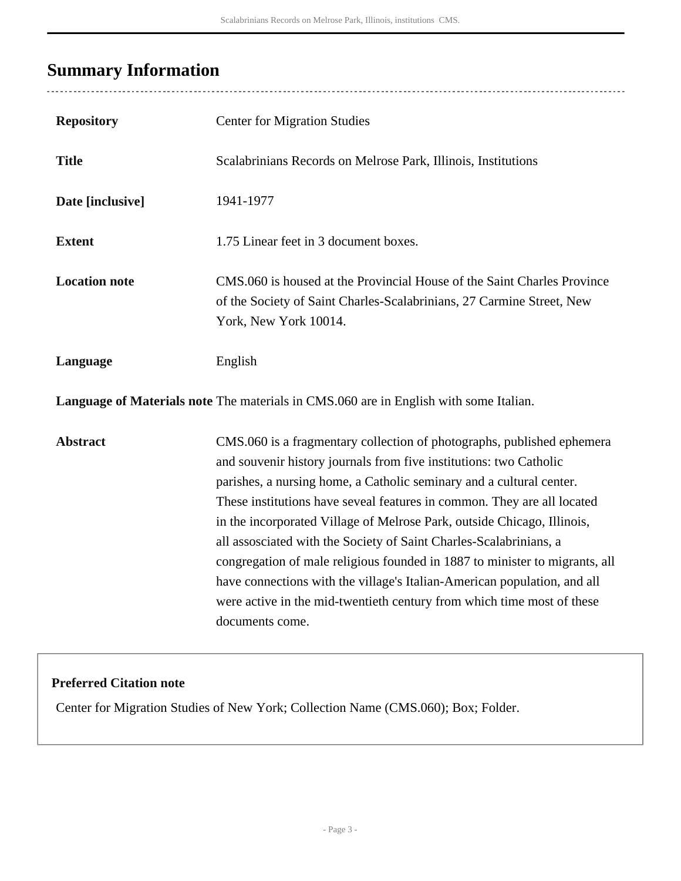## Summary Information

| | |
|---|---|
| **Repository** | Center for Migration Studies |
| **Title** | Scalabrinians Records on Melrose Park, Illinois, Institutions |
| **Date [inclusive]** | 1941-1977 |
| **Extent** | 1.75 Linear feet in 3 document boxes. |
| **Location note** | CMS.060 is housed at the Provincial House of the Saint Charles Province of the Society of Saint Charles-Scalabrinians, 27 Carmine Street, New York, New York 10014. |
| **Language** | English |
| **Language of Materials note** | The materials in CMS.060 are in English with some Italian. |
| **Abstract** | CMS.060 is a fragmentary collection of photographs, published ephemera and souvenir history journals from five institutions: two Catholic parishes, a nursing home, a Catholic seminary and a cultural center. These institutions have seveal features in common. They are all located in the incorporated Village of Melrose Park, outside Chicago, Illinois, all assosciated with the Society of Saint Charles-Scalabrinians, a congregation of male religious founded in 1887 to minister to migrants, all have connections with the village's Italian-American population, and all were active in the mid-twentieth century from which time most of these documents come. |

**Preferred Citation note**

Center for Migration Studies of New York; Collection Name (CMS.060); Box; Folder.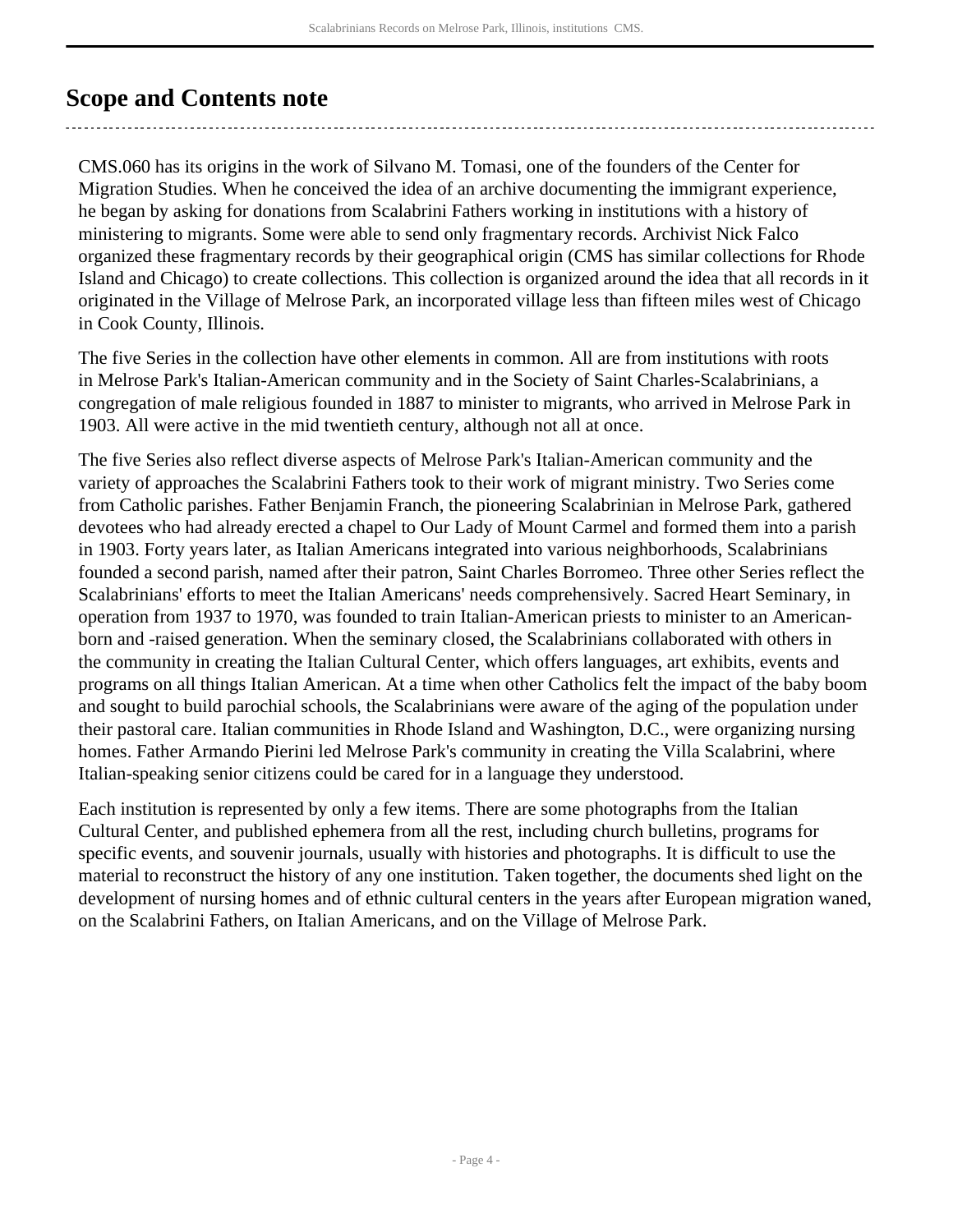## Scope and Contents note

CMS.060 has its origins in the work of Silvano M. Tomasi, one of the founders of the Center for Migration Studies. When he conceived the idea of an archive documenting the immigrant experience, he began by asking for donations from Scalabrini Fathers working in institutions with a history of ministering to migrants. Some were able to send only fragmentary records. Archivist Nick Falco organized these fragmentary records by their geographical origin (CMS has similar collections for Rhode Island and Chicago) to create collections. This collection is organized around the idea that all records in it originated in the Village of Melrose Park, an incorporated village less than fifteen miles west of Chicago in Cook County, Illinois.

The five Series in the collection have other elements in common. All are from institutions with roots in Melrose Park's Italian-American community and in the Society of Saint Charles-Scalabrinians, a congregation of male religious founded in 1887 to minister to migrants, who arrived in Melrose Park in 1903. All were active in the mid twentieth century, although not all at once.

The five Series also reflect diverse aspects of Melrose Park's Italian-American community and the variety of approaches the Scalabrini Fathers took to their work of migrant ministry. Two Series come from Catholic parishes. Father Benjamin Franch, the pioneering Scalabrinian in Melrose Park, gathered devotees who had already erected a chapel to Our Lady of Mount Carmel and formed them into a parish in 1903. Forty years later, as Italian Americans integrated into various neighborhoods, Scalabrinians founded a second parish, named after their patron, Saint Charles Borromeo. Three other Series reflect the Scalabrinians' efforts to meet the Italian Americans' needs comprehensively. Sacred Heart Seminary, in operation from 1937 to 1970, was founded to train Italian-American priests to minister to an American-born and -raised generation. When the seminary closed, the Scalabrinians collaborated with others in the community in creating the Italian Cultural Center, which offers languages, art exhibits, events and programs on all things Italian American. At a time when other Catholics felt the impact of the baby boom and sought to build parochial schools, the Scalabrinians were aware of the aging of the population under their pastoral care. Italian communities in Rhode Island and Washington, D.C., were organizing nursing homes. Father Armando Pierini led Melrose Park's community in creating the Villa Scalabrini, where Italian-speaking senior citizens could be cared for in a language they understood.

Each institution is represented by only a few items. There are some photographs from the Italian Cultural Center, and published ephemera from all the rest, including church bulletins, programs for specific events, and souvenir journals, usually with histories and photographs. It is difficult to use the material to reconstruct the history of any one institution. Taken together, the documents shed light on the development of nursing homes and of ethnic cultural centers in the years after European migration waned, on the Scalabrini Fathers, on Italian Americans, and on the Village of Melrose Park.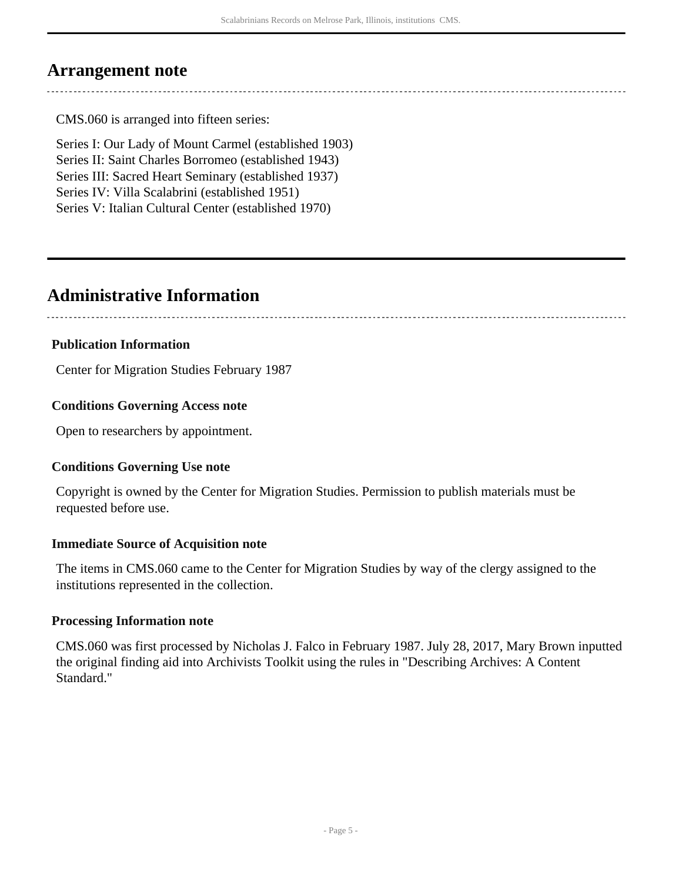## Arrangement note

CMS.060 is arranged into fifteen series:

Series I: Our Lady of Mount Carmel (established 1903)
Series II: Saint Charles Borromeo (established 1943)
Series III: Sacred Heart Seminary (established 1937)
Series IV: Villa Scalabrini (established 1951)
Series V: Italian Cultural Center (established 1970)

## Administrative Information

### Publication Information

Center for Migration Studies February 1987

### Conditions Governing Access note

Open to researchers by appointment.

### Conditions Governing Use note

Copyright is owned by the Center for Migration Studies. Permission to publish materials must be requested before use.

### Immediate Source of Acquisition note

The items in CMS.060 came to the Center for Migration Studies by way of the clergy assigned to the institutions represented in the collection.

### Processing Information note

CMS.060 was first processed by Nicholas J. Falco in February 1987. July 28, 2017, Mary Brown inputted the original finding aid into Archivists Toolkit using the rules in "Describing Archives: A Content Standard."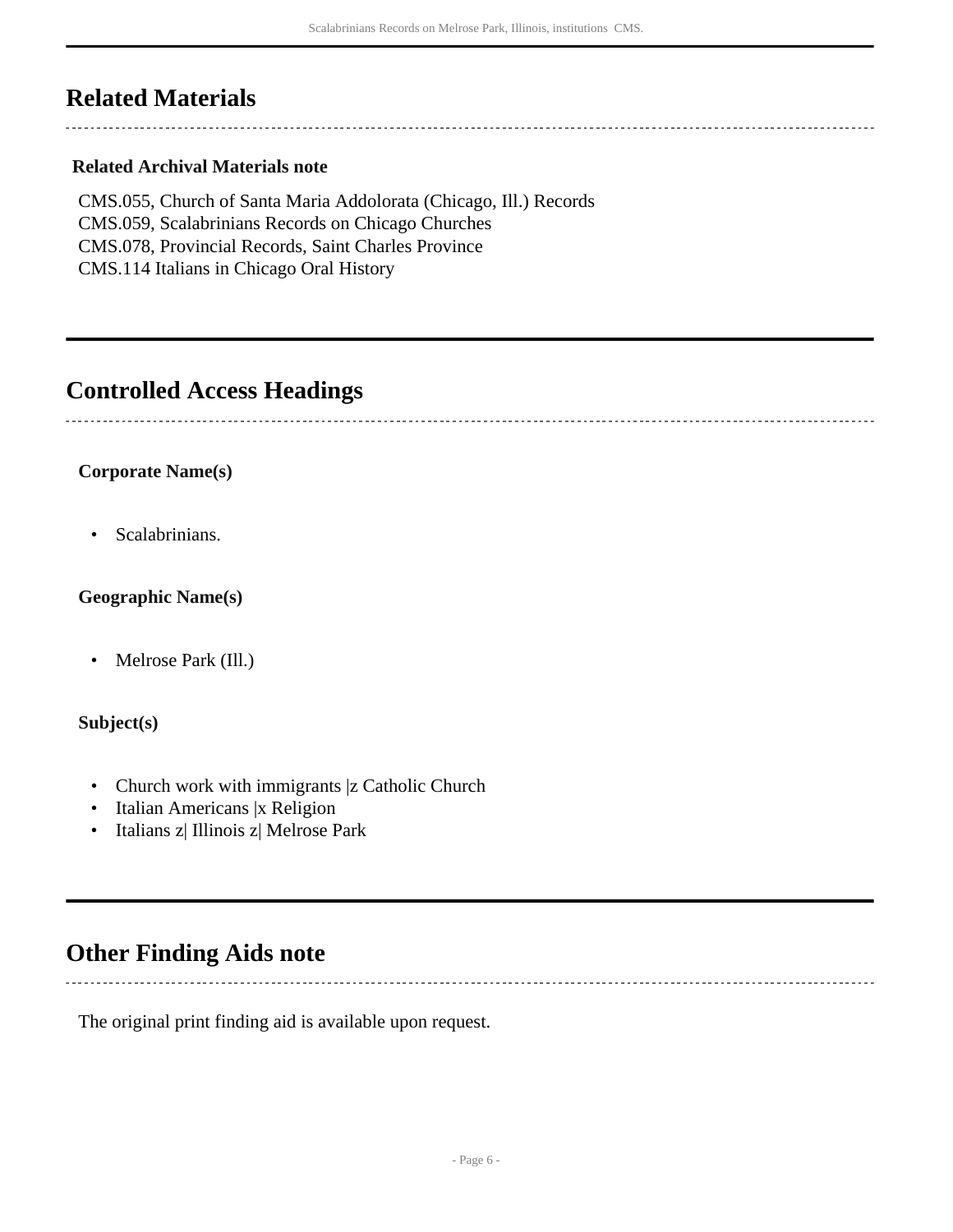## Related Materials

### Related Archival Materials note

CMS.055, Church of Santa Maria Addolorata (Chicago, Ill.) Records
CMS.059, Scalabrinians Records on Chicago Churches
CMS.078, Provincial Records, Saint Charles Province
CMS.114 Italians in Chicago Oral History

## Controlled Access Headings

### Corporate Name(s)

- Scalabrinians.

### Geographic Name(s)

- Melrose Park (Ill.)

### Subject(s)

- Church work with immigrants |z Catholic Church
- Italian Americans |x Religion
- Italians z| Illinois z| Melrose Park

## Other Finding Aids note

The original print finding aid is available upon request.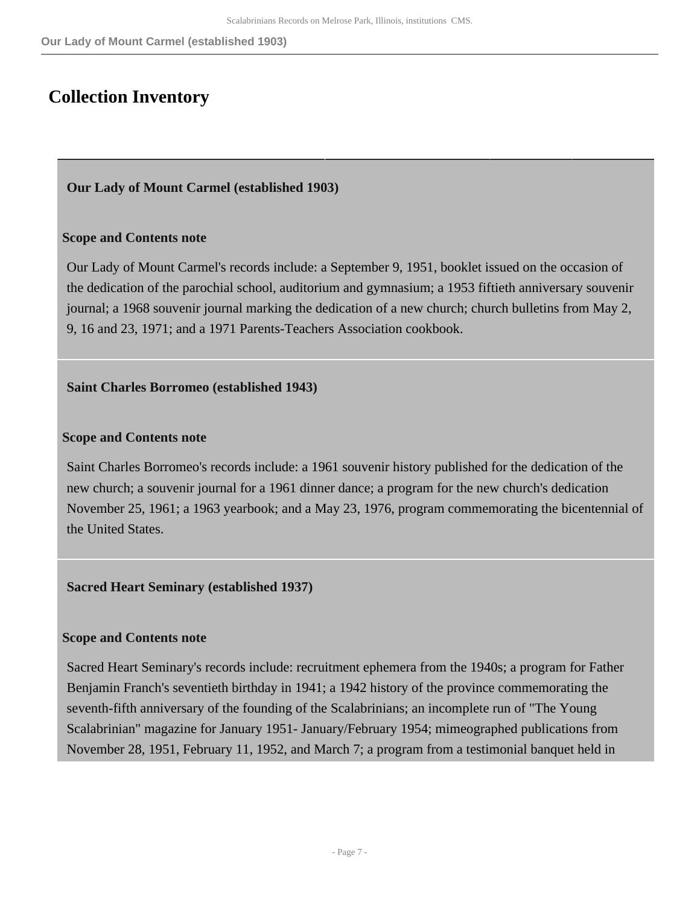## Collection Inventory

### Our Lady of Mount Carmel (established 1903)

**Scope and Contents note**

Our Lady of Mount Carmel's records include: a September 9, 1951, booklet issued on the occasion of the dedication of the parochial school, auditorium and gymnasium; a 1953 fiftieth anniversary souvenir journal; a 1968 souvenir journal marking the dedication of a new church; church bulletins from May 2, 9, 16 and 23, 1971; and a 1971 Parents-Teachers Association cookbook.

### Saint Charles Borromeo (established 1943)

**Scope and Contents note**

Saint Charles Borromeo's records include: a 1961 souvenir history published for the dedication of the new church; a souvenir journal for a 1961 dinner dance; a program for the new church's dedication November 25, 1961; a 1963 yearbook; and a May 23, 1976, program commemorating the bicentennial of the United States.

### Sacred Heart Seminary (established 1937)

**Scope and Contents note**

Sacred Heart Seminary's records include: recruitment ephemera from the 1940s; a program for Father Benjamin Franch's seventieth birthday in 1941; a 1942 history of the province commemorating the seventh-fifth anniversary of the founding of the Scalabrinians; an incomplete run of "The Young Scalabrinian" magazine for January 1951- January/February 1954; mimeographed publications from November 28, 1951, February 11, 1952, and March 7; a program from a testimonial banquet held in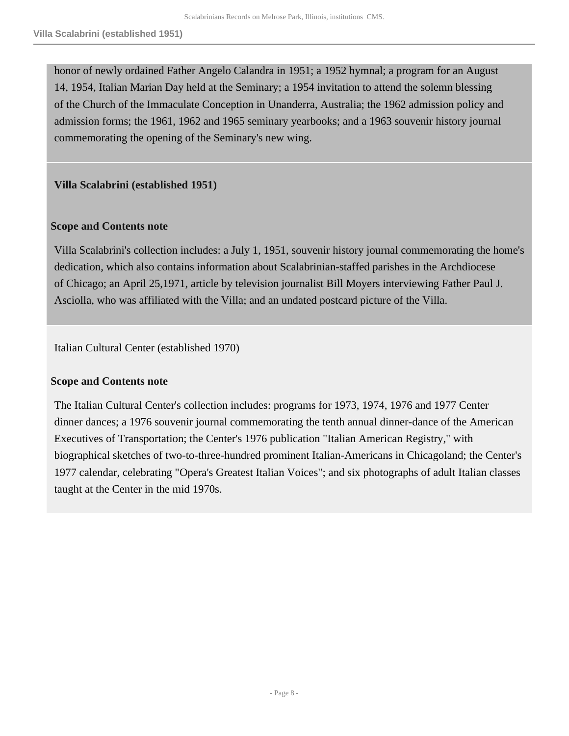honor of newly ordained Father Angelo Calandra in 1951; a 1952 hymnal; a program for an August 14, 1954, Italian Marian Day held at the Seminary; a 1954 invitation to attend the solemn blessing of the Church of the Immaculate Conception in Unanderra, Australia; the 1962 admission policy and admission forms; the 1961, 1962 and 1965 seminary yearbooks; and a 1963 souvenir history journal commemorating the opening of the Seminary's new wing.

**Villa Scalabrini (established 1951)**

**Scope and Contents note**

Villa Scalabrini's collection includes: a July 1, 1951, souvenir history journal commemorating the home's dedication, which also contains information about Scalabrinian-staffed parishes in the Archdiocese of Chicago; an April 25,1971, article by television journalist Bill Moyers interviewing Father Paul J. Asciolla, who was affiliated with the Villa; and an undated postcard picture of the Villa.

Italian Cultural Center (established 1970)

**Scope and Contents note**

The Italian Cultural Center's collection includes: programs for 1973, 1974, 1976 and 1977 Center dinner dances; a 1976 souvenir journal commemorating the tenth annual dinner-dance of the American Executives of Transportation; the Center's 1976 publication "Italian American Registry," with biographical sketches of two-to-three-hundred prominent Italian-Americans in Chicagoland; the Center's 1977 calendar, celebrating "Opera's Greatest Italian Voices"; and six photographs of adult Italian classes taught at the Center in the mid 1970s.